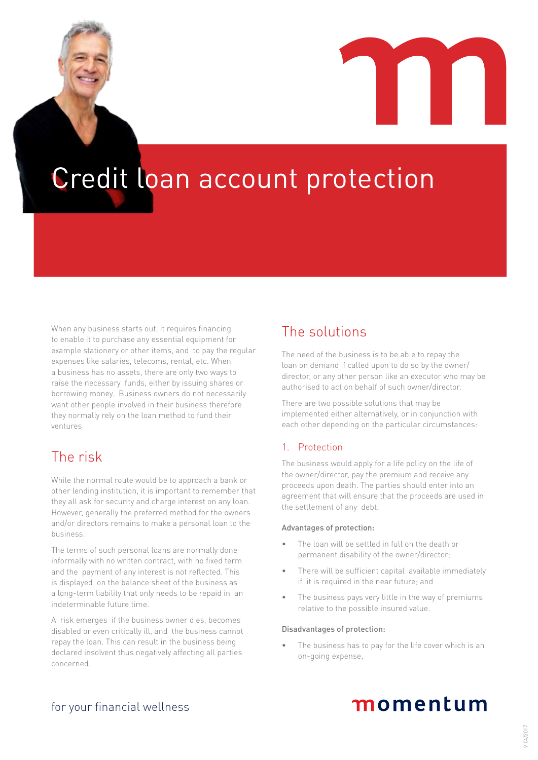# Credit loan account protection

When any business starts out, it requires financing to enable it to purchase any essential equipment for example stationery or other items, and to pay the regular expenses like salaries, telecoms, rental, etc. When a business has no assets, there are only two ways to raise the necessary funds, either by issuing shares or borrowing money. Business owners do not necessarily want other people involved in their business therefore they normally rely on the loan method to fund their ventures

## The risk

While the normal route would be to approach a bank or other lending institution, it is important to remember that they all ask for security and charge interest on any loan. However, generally the preferred method for the owners and/or directors remains to make a personal loan to the business.

The terms of such personal loans are normally done informally with no written contract, with no fixed term and the payment of any interest is not reflected. This is displayed on the balance sheet of the business as a long-term liability that only needs to be repaid in an indeterminable future time.

A risk emerges if the business owner dies, becomes disabled or even critically ill, and the business cannot repay the loan. This can result in the business being declared insolvent thus negatively affecting all parties concerned.

## The solutions

The need of the business is to be able to repay the loan on demand if called upon to do so by the owner/director, or any other person like an executor who may be authorised to act on behalf of such owner/director.

There are two possible solutions that may be implemented either alternatively, or in conjunction with each other depending on the particular circumstances:

### 1. Protection

The business would apply for a life policy on the life of the owner/director, pay the premium and receive any proceeds upon death. The parties should enter into an agreement that will ensure that the proceeds are used in the settlement of any debt.

#### Advantages of protection:

- The loan will be settled in full on the death or permanent disability of the owner/director;
- There will be sufficient capital available immediately if it is required in the near future; and
- The business pays very little in the way of premiums relative to the possible insured value.

#### Disadvantages of protection:

- The business has to pay for the life cover which is an on-going expense,

for your financial wellness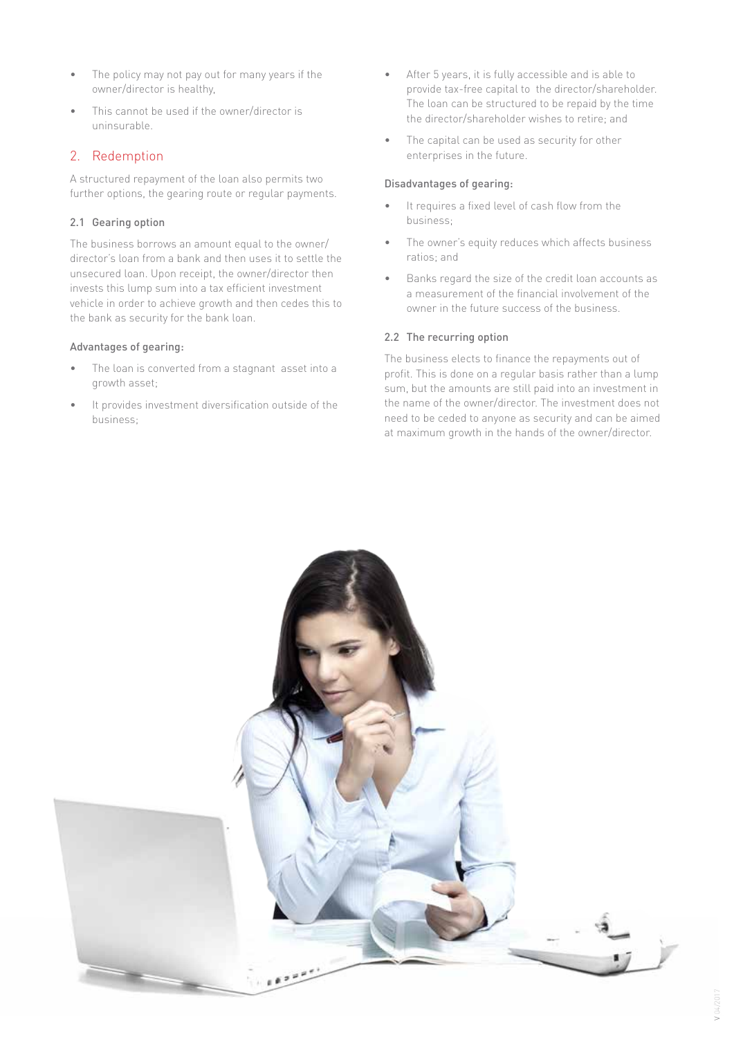- The policy may not pay out for many years if the owner/director is healthy,
- This cannot be used if the owner/director is uninsurable.

## 2. Redemption

A structured repayment of the loan also permits two further options, the gearing route or regular payments.

### 2.1 Gearing option

The business borrows an amount equal to the owner/director's loan from a bank and then uses it to settle the unsecured loan. Upon receipt, the owner/director then invests this lump sum into a tax efficient investment vehicle in order to achieve growth and then cedes this to the bank as security for the bank loan.

#### Advantages of gearing:

- The loan is converted from a stagnant asset into a growth asset;
- It provides investment diversification outside of the business;
- After 5 years, it is fully accessible and is able to provide tax-free capital to the director/shareholder. The loan can be structured to be repaid by the time the director/shareholder wishes to retire; and
- The capital can be used as security for other enterprises in the future.

#### Disadvantages of gearing:

- It requires a fixed level of cash flow from the business;
- The owner's equity reduces which affects business ratios; and
- Banks regard the size of the credit loan accounts as a measurement of the financial involvement of the owner in the future success of the business.

### 2.2 The recurring option

The business elects to finance the repayments out of profit. This is done on a regular basis rather than a lump sum, but the amounts are still paid into an investment in the name of the owner/director. The investment does not need to be ceded to anyone as security and can be aimed at maximum growth in the hands of the owner/director.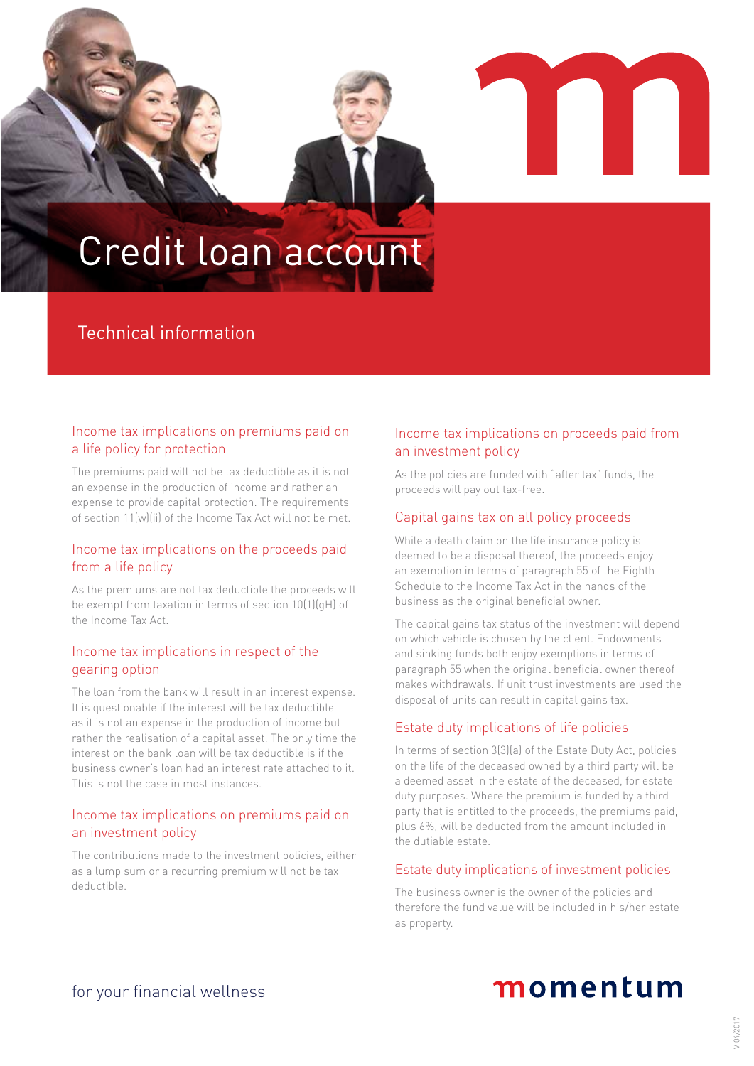# Credit loan account

## Technical information

### Income tax implications on premiums paid on a life policy for protection

The premiums paid will not be tax deductible as it is not an expense in the production of income and rather an expense to provide capital protection. The requirements of section 11(w)(ii) of the Income Tax Act will not be met.

### Income tax implications on the proceeds paid from a life policy

As the premiums are not tax deductible the proceeds will be exempt from taxation in terms of section 10(1)(gH) of the Income Tax Act.

### Income tax implications in respect of the gearing option

The loan from the bank will result in an interest expense. It is questionable if the interest will be tax deductible as it is not an expense in the production of income but rather the realisation of a capital asset. The only time the interest on the bank loan will be tax deductible is if the business owner's loan had an interest rate attached to it. This is not the case in most instances.

### Income tax implications on premiums paid on an investment policy

The contributions made to the investment policies, either as a lump sum or a recurring premium will not be tax deductible.

### Income tax implications on proceeds paid from an investment policy

As the policies are funded with "after tax" funds, the proceeds will pay out tax-free.

### Capital gains tax on all policy proceeds

While a death claim on the life insurance policy is deemed to be a disposal thereof, the proceeds enjoy an exemption in terms of paragraph 55 of the Eighth Schedule to the Income Tax Act in the hands of the business as the original beneficial owner.

The capital gains tax status of the investment will depend on which vehicle is chosen by the client. Endowments and sinking funds both enjoy exemptions in terms of paragraph 55 when the original beneficial owner thereof makes withdrawals. If unit trust investments are used the disposal of units can result in capital gains tax.

### Estate duty implications of life policies

In terms of section 3(3)(a) of the Estate Duty Act, policies on the life of the deceased owned by a third party will be a deemed asset in the estate of the deceased, for estate duty purposes. Where the premium is funded by a third party that is entitled to the proceeds, the premiums paid, plus 6%, will be deducted from the amount included in the dutiable estate.

### Estate duty implications of investment policies

The business owner is the owner of the policies and therefore the fund value will be included in his/her estate as property.

for your financial wellness

momentum